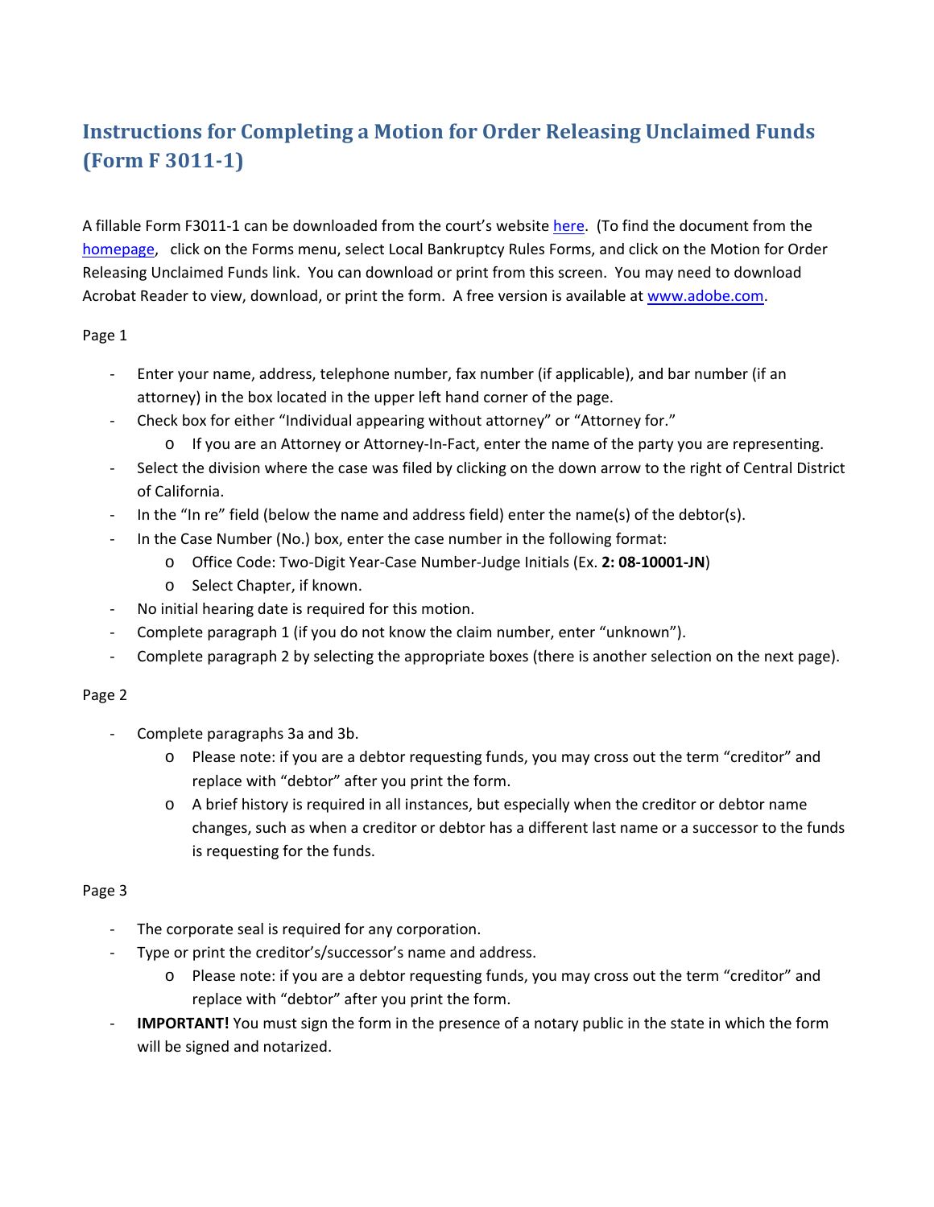# Instructions for Completing a Motion for Order Releasing Unclaimed Funds (Form F 3011-1)

A fillable Form F3011-1 can be downloaded from the court's website here. (To find the document from the homepage, click on the Forms menu, select Local Bankruptcy Rules Forms, and click on the Motion for Order Releasing Unclaimed Funds link. You can download or print from this screen. You may need to download Acrobat Reader to view, download, or print the form. A free version is available at www.adobe.com.

Page 1

- Enter your name, address, telephone number, fax number (if applicable), and bar number (if an attorney) in the box located in the upper left hand corner of the page.
- Check box for either "Individual appearing without attorney" or "Attorney for."
  - If you are an Attorney or Attorney-In-Fact, enter the name of the party you are representing.
- Select the division where the case was filed by clicking on the down arrow to the right of Central District of California.
- In the "In re" field (below the name and address field) enter the name(s) of the debtor(s).
- In the Case Number (No.) box, enter the case number in the following format:
  - Office Code: Two-Digit Year-Case Number-Judge Initials (Ex. **2: 08-10001-JN**)
  - Select Chapter, if known.
- No initial hearing date is required for this motion.
- Complete paragraph 1 (if you do not know the claim number, enter "unknown").
- Complete paragraph 2 by selecting the appropriate boxes (there is another selection on the next page).

Page 2

- Complete paragraphs 3a and 3b.
  - Please note: if you are a debtor requesting funds, you may cross out the term "creditor" and replace with "debtor" after you print the form.
  - A brief history is required in all instances, but especially when the creditor or debtor name changes, such as when a creditor or debtor has a different last name or a successor to the funds is requesting for the funds.

Page 3

- The corporate seal is required for any corporation.
- Type or print the creditor's/successor's name and address.
  - Please note: if you are a debtor requesting funds, you may cross out the term "creditor" and replace with "debtor" after you print the form.
- **IMPORTANT!** You must sign the form in the presence of a notary public in the state in which the form will be signed and notarized.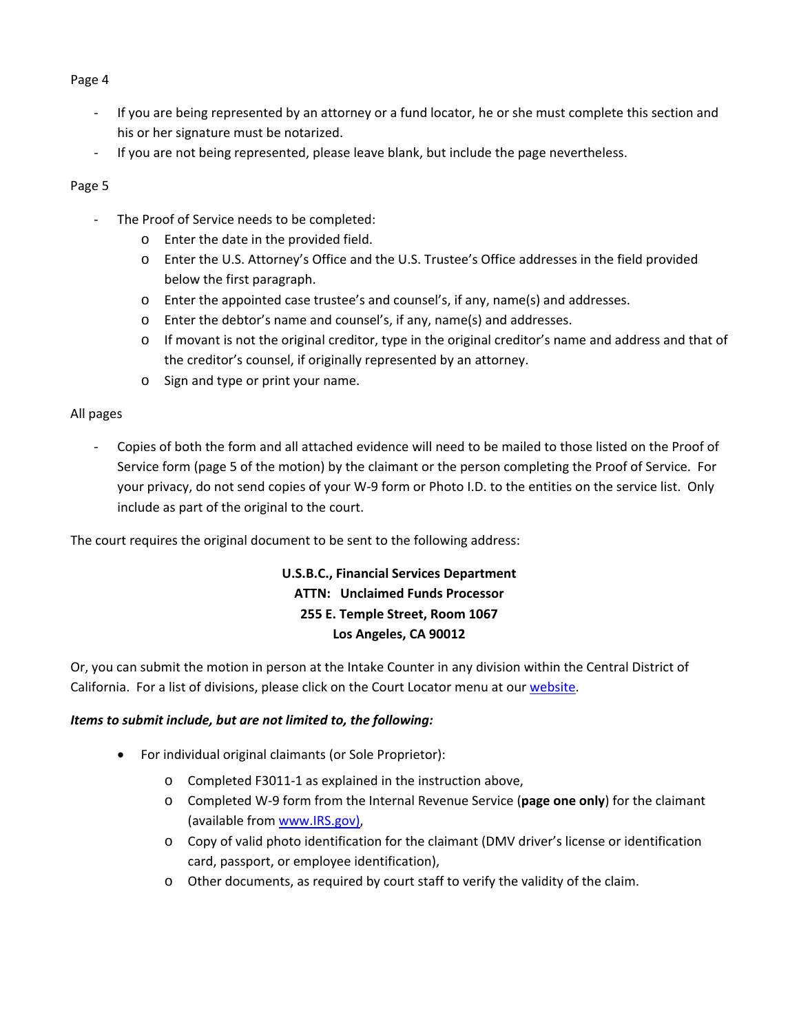Page 4

- If you are being represented by an attorney or a fund locator, he or she must complete this section and his or her signature must be notarized.
- If you are not being represented, please leave blank, but include the page nevertheless.

Page 5

- The Proof of Service needs to be completed:
  - Enter the date in the provided field.
  - Enter the U.S. Attorney's Office and the U.S. Trustee's Office addresses in the field provided below the first paragraph.
  - Enter the appointed case trustee's and counsel's, if any, name(s) and addresses.
  - Enter the debtor's name and counsel's, if any, name(s) and addresses.
  - If movant is not the original creditor, type in the original creditor's name and address and that of the creditor's counsel, if originally represented by an attorney.
  - Sign and type or print your name.

All pages

- Copies of both the form and all attached evidence will need to be mailed to those listed on the Proof of Service form (page 5 of the motion) by the claimant or the person completing the Proof of Service. For your privacy, do not send copies of your W-9 form or Photo I.D. to the entities on the service list. Only include as part of the original to the court.

The court requires the original document to be sent to the following address:

**U.S.B.C., Financial Services Department**
**ATTN: Unclaimed Funds Processor**
**255 E. Temple Street, Room 1067**
**Los Angeles, CA 90012**

Or, you can submit the motion in person at the Intake Counter in any division within the Central District of California. For a list of divisions, please click on the Court Locator menu at our website.

***Items to submit include, but are not limited to, the following:***

- For individual original claimants (or Sole Proprietor):
  - Completed F3011-1 as explained in the instruction above,
  - Completed W-9 form from the Internal Revenue Service (**page one only**) for the claimant (available from www.IRS.gov),
  - Copy of valid photo identification for the claimant (DMV driver's license or identification card, passport, or employee identification),
  - Other documents, as required by court staff to verify the validity of the claim.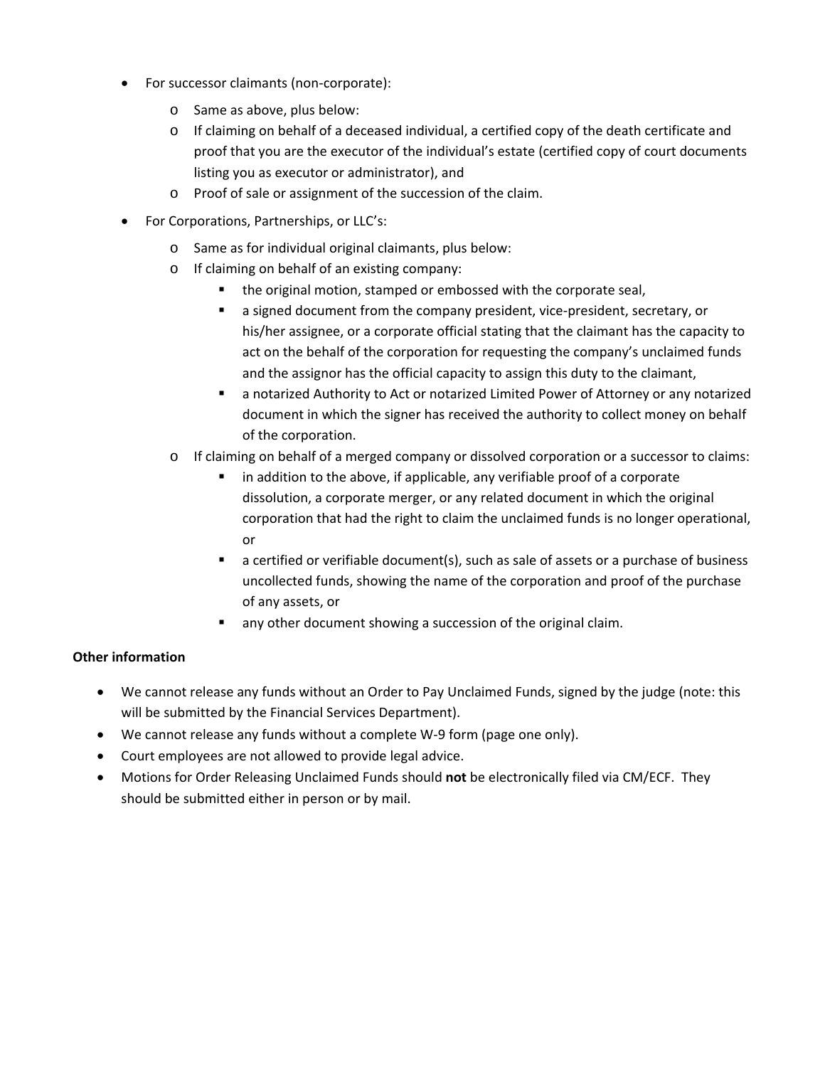- For successor claimants (non-corporate):
    - Same as above, plus below:
    - If claiming on behalf of a deceased individual, a certified copy of the death certificate and proof that you are the executor of the individual's estate (certified copy of court documents listing you as executor or administrator), and
    - Proof of sale or assignment of the succession of the claim.
- For Corporations, Partnerships, or LLC's:
    - Same as for individual original claimants, plus below:
    - If claiming on behalf of an existing company:
        - the original motion, stamped or embossed with the corporate seal,
        - a signed document from the company president, vice-president, secretary, or his/her assignee, or a corporate official stating that the claimant has the capacity to act on the behalf of the corporation for requesting the company's unclaimed funds and the assignor has the official capacity to assign this duty to the claimant,
        - a notarized Authority to Act or notarized Limited Power of Attorney or any notarized document in which the signer has received the authority to collect money on behalf of the corporation.
    - If claiming on behalf of a merged company or dissolved corporation or a successor to claims:
        - in addition to the above, if applicable, any verifiable proof of a corporate dissolution, a corporate merger, or any related document in which the original corporation that had the right to claim the unclaimed funds is no longer operational, or
        - a certified or verifiable document(s), such as sale of assets or a purchase of business uncollected funds, showing the name of the corporation and proof of the purchase of any assets, or
        - any other document showing a succession of the original claim.

**Other information**

- We cannot release any funds without an Order to Pay Unclaimed Funds, signed by the judge (note: this will be submitted by the Financial Services Department).
- We cannot release any funds without a complete W-9 form (page one only).
- Court employees are not allowed to provide legal advice.
- Motions for Order Releasing Unclaimed Funds should **not** be electronically filed via CM/ECF. They should be submitted either in person or by mail.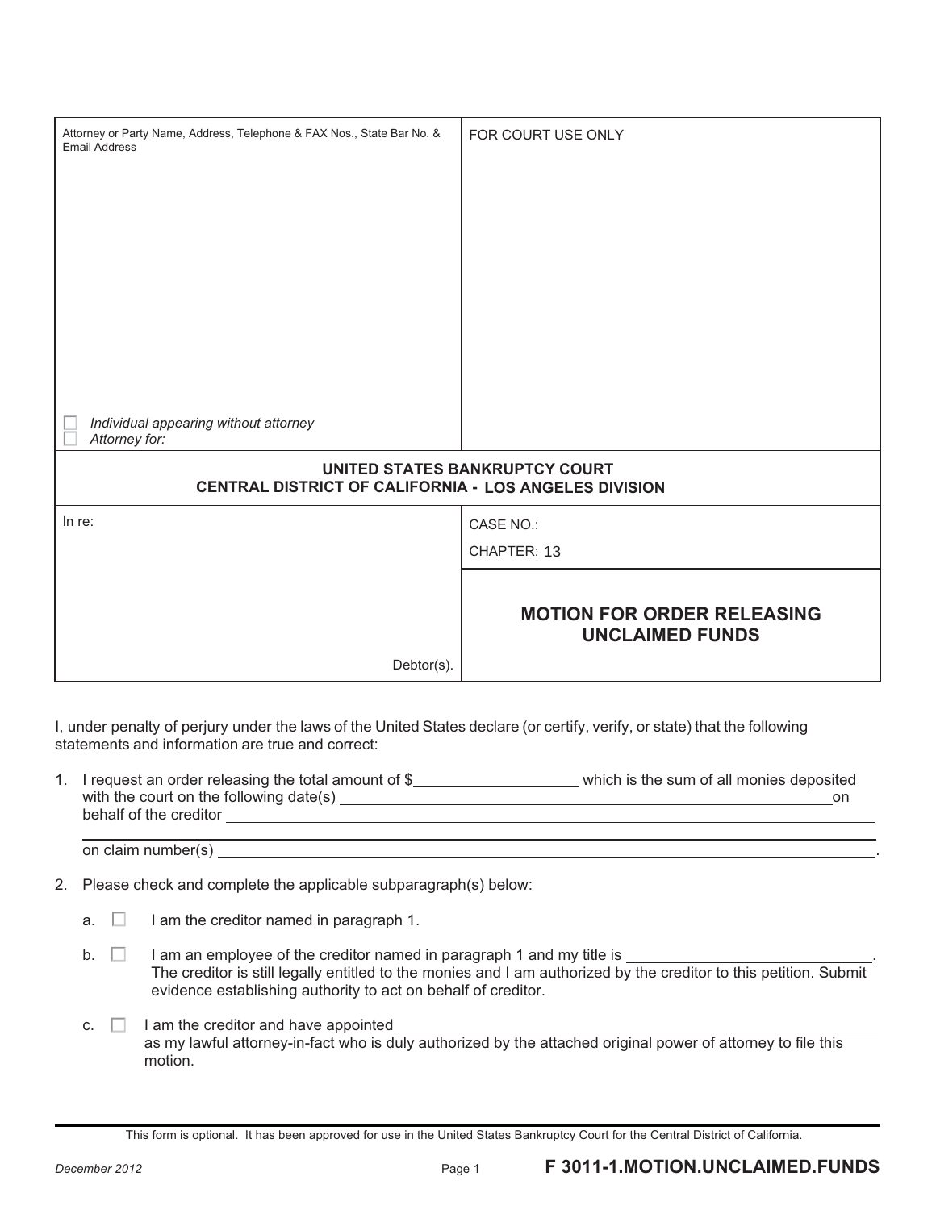| Attorney or Party Name, Address, Telephone & FAX Nos., State Bar No. & Email Address<br><br>☐ *Individual appearing without attorney*<br>☐ *Attorney for:* | FOR COURT USE ONLY |
|---|---|
| **UNITED STATES BANKRUPTCY COURT**<br>**CENTRAL DISTRICT OF CALIFORNIA - LOS ANGELES DIVISION** | |
| In re:<br><br><br>Debtor(s). | CASE NO.:<br>CHAPTER: 13<br><br>**MOTION FOR ORDER RELEASING UNCLAIMED FUNDS** |

I, under penalty of perjury under the laws of the United States declare (or certify, verify, or state) that the following statements and information are true and correct:

1. I request an order releasing the total amount of $__________________ which is the sum of all monies deposited with the court on the following date(s) ____________________________________________ on behalf of the creditor ____________________________________________
   ____________________________________________
   on claim number(s) ____________________________________________.

2. Please check and complete the applicable subparagraph(s) below:

   a. ☐ I am the creditor named in paragraph 1.

   b. ☐ I am an employee of the creditor named in paragraph 1 and my title is ____________________________. The creditor is still legally entitled to the monies and I am authorized by the creditor to this petition. Submit evidence establishing authority to act on behalf of creditor.

   c. ☐ I am the creditor and have appointed ____________________________________________ as my lawful attorney-in-fact who is duly authorized by the attached original power of attorney to file this motion.

This form is optional. It has been approved for use in the United States Bankruptcy Court for the Central District of California.

December 2012 **F 3011-1.MOTION.UNCLAIMED.FUNDS**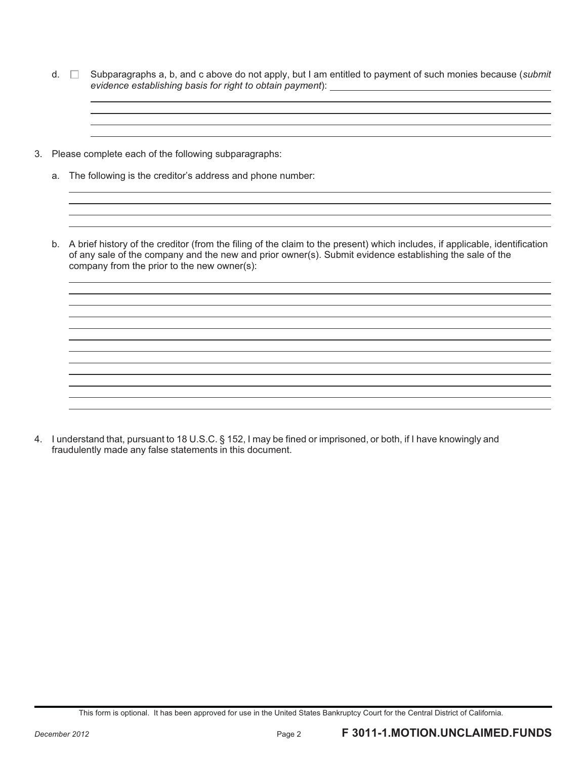d. ☐ Subparagraphs a, b, and c above do not apply, but I am entitled to payment of such monies because (*submit evidence establishing basis for right to obtain payment*): \_\_\_\_\_\_\_\_\_\_\_\_\_\_\_\_\_\_\_\_\_\_\_\_\_\_\_\_\_\_\_\_\_\_\_\_\_\_\_\_

\_\_\_\_\_\_\_\_\_\_\_\_\_\_\_\_\_\_\_\_\_\_\_\_\_\_\_\_\_\_\_\_\_\_\_\_\_\_\_\_\_\_\_\_\_\_\_\_\_\_\_\_\_\_\_\_\_\_\_\_\_\_\_\_\_\_\_\_\_\_\_\_\_\_\_\_\_\_

\_\_\_\_\_\_\_\_\_\_\_\_\_\_\_\_\_\_\_\_\_\_\_\_\_\_\_\_\_\_\_\_\_\_\_\_\_\_\_\_\_\_\_\_\_\_\_\_\_\_\_\_\_\_\_\_\_\_\_\_\_\_\_\_\_\_\_\_\_\_\_\_\_\_\_\_\_\_

\_\_\_\_\_\_\_\_\_\_\_\_\_\_\_\_\_\_\_\_\_\_\_\_\_\_\_\_\_\_\_\_\_\_\_\_\_\_\_\_\_\_\_\_\_\_\_\_\_\_\_\_\_\_\_\_\_\_\_\_\_\_\_\_\_\_\_\_\_\_\_\_\_\_\_\_\_\_

\_\_\_\_\_\_\_\_\_\_\_\_\_\_\_\_\_\_\_\_\_\_\_\_\_\_\_\_\_\_\_\_\_\_\_\_\_\_\_\_\_\_\_\_\_\_\_\_\_\_\_\_\_\_\_\_\_\_\_\_\_\_\_\_\_\_\_\_\_\_\_\_\_\_\_\_\_\_

3. Please complete each of the following subparagraphs:

   a. The following is the creditor's address and phone number:

   \_\_\_\_\_\_\_\_\_\_\_\_\_\_\_\_\_\_\_\_\_\_\_\_\_\_\_\_\_\_\_\_\_\_\_\_\_\_\_\_\_\_\_\_\_\_\_\_\_\_\_\_\_\_\_\_\_\_\_\_\_\_\_\_\_\_\_\_\_\_\_\_\_\_\_\_\_\_

   \_\_\_\_\_\_\_\_\_\_\_\_\_\_\_\_\_\_\_\_\_\_\_\_\_\_\_\_\_\_\_\_\_\_\_\_\_\_\_\_\_\_\_\_\_\_\_\_\_\_\_\_\_\_\_\_\_\_\_\_\_\_\_\_\_\_\_\_\_\_\_\_\_\_\_\_\_\_

   \_\_\_\_\_\_\_\_\_\_\_\_\_\_\_\_\_\_\_\_\_\_\_\_\_\_\_\_\_\_\_\_\_\_\_\_\_\_\_\_\_\_\_\_\_\_\_\_\_\_\_\_\_\_\_\_\_\_\_\_\_\_\_\_\_\_\_\_\_\_\_\_\_\_\_\_\_\_

   \_\_\_\_\_\_\_\_\_\_\_\_\_\_\_\_\_\_\_\_\_\_\_\_\_\_\_\_\_\_\_\_\_\_\_\_\_\_\_\_\_\_\_\_\_\_\_\_\_\_\_\_\_\_\_\_\_\_\_\_\_\_\_\_\_\_\_\_\_\_\_\_\_\_\_\_\_\_

   b. A brief history of the creditor (from the filing of the claim to the present) which includes, if applicable, identification of any sale of the company and the new and prior owner(s). Submit evidence establishing the sale of the company from the prior to the new owner(s):

   \_\_\_\_\_\_\_\_\_\_\_\_\_\_\_\_\_\_\_\_\_\_\_\_\_\_\_\_\_\_\_\_\_\_\_\_\_\_\_\_\_\_\_\_\_\_\_\_\_\_\_\_\_\_\_\_\_\_\_\_\_\_\_\_\_\_\_\_\_\_\_\_\_\_\_\_\_\_

   \_\_\_\_\_\_\_\_\_\_\_\_\_\_\_\_\_\_\_\_\_\_\_\_\_\_\_\_\_\_\_\_\_\_\_\_\_\_\_\_\_\_\_\_\_\_\_\_\_\_\_\_\_\_\_\_\_\_\_\_\_\_\_\_\_\_\_\_\_\_\_\_\_\_\_\_\_\_

   \_\_\_\_\_\_\_\_\_\_\_\_\_\_\_\_\_\_\_\_\_\_\_\_\_\_\_\_\_\_\_\_\_\_\_\_\_\_\_\_\_\_\_\_\_\_\_\_\_\_\_\_\_\_\_\_\_\_\_\_\_\_\_\_\_\_\_\_\_\_\_\_\_\_\_\_\_\_

   \_\_\_\_\_\_\_\_\_\_\_\_\_\_\_\_\_\_\_\_\_\_\_\_\_\_\_\_\_\_\_\_\_\_\_\_\_\_\_\_\_\_\_\_\_\_\_\_\_\_\_\_\_\_\_\_\_\_\_\_\_\_\_\_\_\_\_\_\_\_\_\_\_\_\_\_\_\_

   \_\_\_\_\_\_\_\_\_\_\_\_\_\_\_\_\_\_\_\_\_\_\_\_\_\_\_\_\_\_\_\_\_\_\_\_\_\_\_\_\_\_\_\_\_\_\_\_\_\_\_\_\_\_\_\_\_\_\_\_\_\_\_\_\_\_\_\_\_\_\_\_\_\_\_\_\_\_

   \_\_\_\_\_\_\_\_\_\_\_\_\_\_\_\_\_\_\_\_\_\_\_\_\_\_\_\_\_\_\_\_\_\_\_\_\_\_\_\_\_\_\_\_\_\_\_\_\_\_\_\_\_\_\_\_\_\_\_\_\_\_\_\_\_\_\_\_\_\_\_\_\_\_\_\_\_\_

   \_\_\_\_\_\_\_\_\_\_\_\_\_\_\_\_\_\_\_\_\_\_\_\_\_\_\_\_\_\_\_\_\_\_\_\_\_\_\_\_\_\_\_\_\_\_\_\_\_\_\_\_\_\_\_\_\_\_\_\_\_\_\_\_\_\_\_\_\_\_\_\_\_\_\_\_\_\_

   \_\_\_\_\_\_\_\_\_\_\_\_\_\_\_\_\_\_\_\_\_\_\_\_\_\_\_\_\_\_\_\_\_\_\_\_\_\_\_\_\_\_\_\_\_\_\_\_\_\_\_\_\_\_\_\_\_\_\_\_\_\_\_\_\_\_\_\_\_\_\_\_\_\_\_\_\_\_

   \_\_\_\_\_\_\_\_\_\_\_\_\_\_\_\_\_\_\_\_\_\_\_\_\_\_\_\_\_\_\_\_\_\_\_\_\_\_\_\_\_\_\_\_\_\_\_\_\_\_\_\_\_\_\_\_\_\_\_\_\_\_\_\_\_\_\_\_\_\_\_\_\_\_\_\_\_\_

   \_\_\_\_\_\_\_\_\_\_\_\_\_\_\_\_\_\_\_\_\_\_\_\_\_\_\_\_\_\_\_\_\_\_\_\_\_\_\_\_\_\_\_\_\_\_\_\_\_\_\_\_\_\_\_\_\_\_\_\_\_\_\_\_\_\_\_\_\_\_\_\_\_\_\_\_\_\_

   \_\_\_\_\_\_\_\_\_\_\_\_\_\_\_\_\_\_\_\_\_\_\_\_\_\_\_\_\_\_\_\_\_\_\_\_\_\_\_\_\_\_\_\_\_\_\_\_\_\_\_\_\_\_\_\_\_\_\_\_\_\_\_\_\_\_\_\_\_\_\_\_\_\_\_\_\_\_

   \_\_\_\_\_\_\_\_\_\_\_\_\_\_\_\_\_\_\_\_\_\_\_\_\_\_\_\_\_\_\_\_\_\_\_\_\_\_\_\_\_\_\_\_\_\_\_\_\_\_\_\_\_\_\_\_\_\_\_\_\_\_\_\_\_\_\_\_\_\_\_\_\_\_\_\_\_\_

4. I understand that, pursuant to 18 U.S.C. § 152, I may be fined or imprisoned, or both, if I have knowingly and fraudulently made any false statements in this document.

This form is optional. It has been approved for use in the United States Bankruptcy Court for the Central District of California.

December 2012 **F 3011-1.MOTION.UNCLAIMED.FUNDS**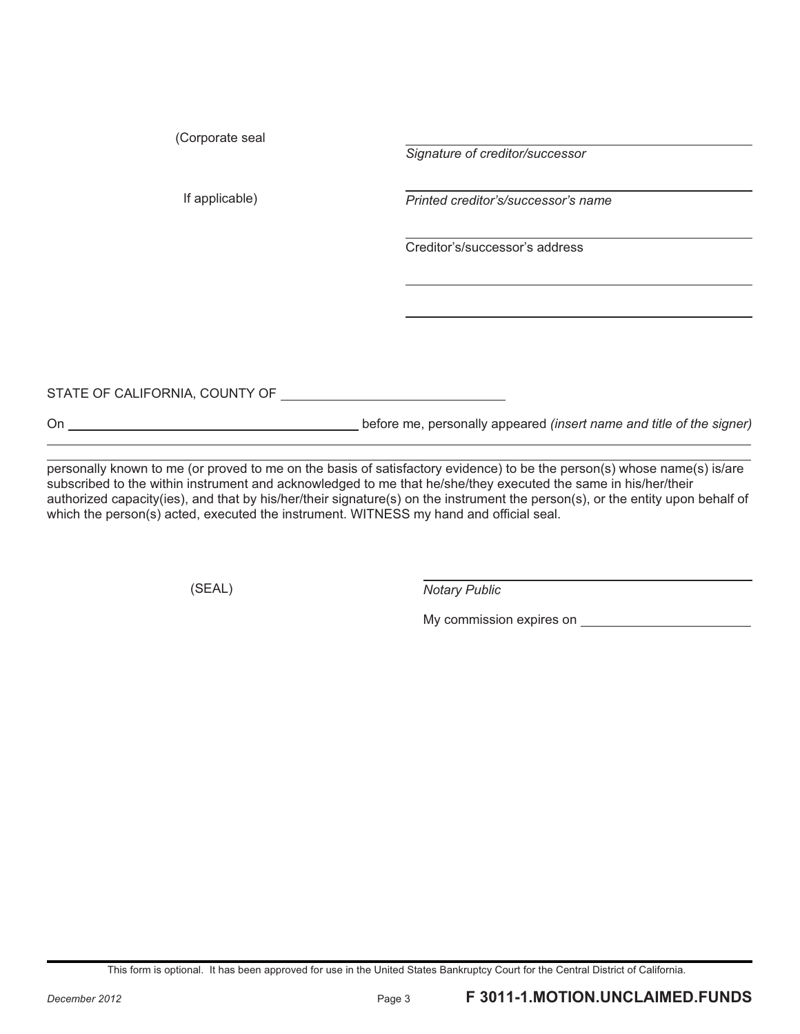(Corporate seal

If applicable)

______________________________
*Signature of creditor/successor*

______________________________
*Printed creditor's/successor's name*

______________________________
Creditor's/successor's address

______________________________

______________________________

STATE OF CALIFORNIA, COUNTY OF ______________________

On ______________________ before me, personally appeared *(insert name and title of the signer)*

______________________________________________________________________

personally known to me (or proved to me on the basis of satisfactory evidence) to be the person(s) whose name(s) is/are subscribed to the within instrument and acknowledged to me that he/she/they executed the same in his/her/their authorized capacity(ies), and that by his/her/their signature(s) on the instrument the person(s), or the entity upon behalf of which the person(s) acted, executed the instrument. WITNESS my hand and official seal.

(SEAL)

______________________________
*Notary Public*

My commission expires on ______________________

This form is optional. It has been approved for use in the United States Bankruptcy Court for the Central District of California.

*December 2012* **F 3011-1.MOTION.UNCLAIMED.FUNDS**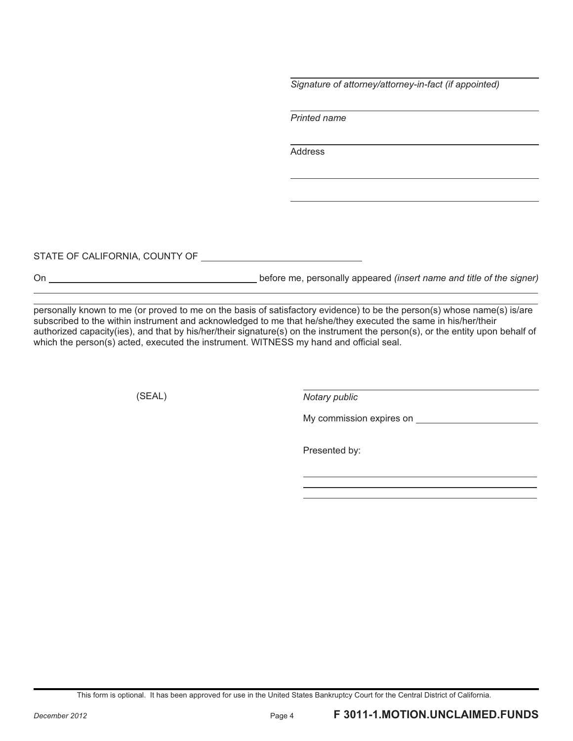_______________________________________
*Signature of attorney/attorney-in-fact (if appointed)*

_______________________________________
*Printed name*

_______________________________________
Address

_______________________________________

_______________________________________

STATE OF CALIFORNIA, COUNTY OF ______________________________

On ________________________________________ before me, personally appeared *(insert name and title of the signer)*

_______________________________________________________________________________________________

_______________________________________________________________________________________________

personally known to me (or proved to me on the basis of satisfactory evidence) to be the person(s) whose name(s) is/are subscribed to the within instrument and acknowledged to me that he/she/they executed the same in his/her/their authorized capacity(ies), and that by his/her/their signature(s) on the instrument the person(s), or the entity upon behalf of which the person(s) acted, executed the instrument. WITNESS my hand and official seal.

(SEAL)

_______________________________________
*Notary public*

My commission expires on ______________________

Presented by:

_______________________________________

_______________________________________

_______________________________________

This form is optional. It has been approved for use in the United States Bankruptcy Court for the Central District of California.

December 2012 **F 3011-1.MOTION.UNCLAIMED.FUNDS**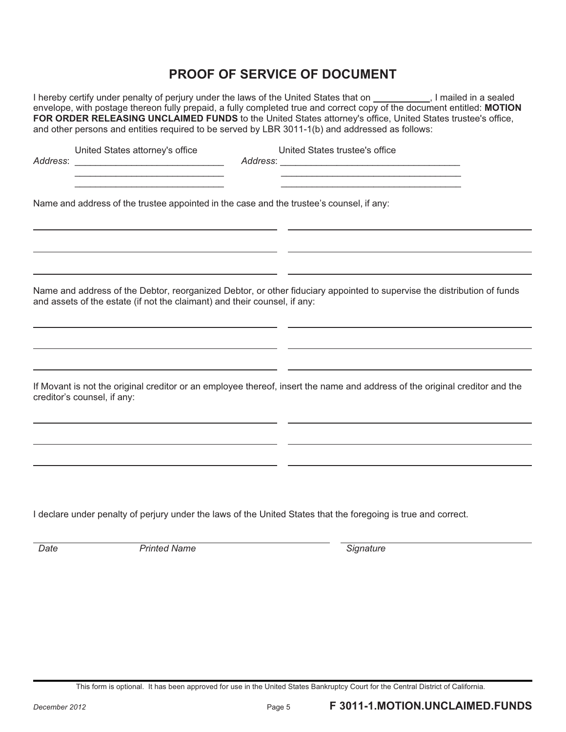# PROOF OF SERVICE OF DOCUMENT

I hereby certify under penalty of perjury under the laws of the United States that on ___________, I mailed in a sealed envelope, with postage thereon fully prepaid, a fully completed true and correct copy of the document entitled: **MOTION FOR ORDER RELEASING UNCLAIMED FUNDS** to the United States attorney's office, United States trustee's office, and other persons and entities required to be served by LBR 3011-1(b) and addressed as follows:

| United States attorney's office | United States trustee's office |
|---|---|
| *Address*: ____________________________ | *Address*: ____________________________ |
| ____________________________ | ____________________________ |
| ____________________________ | ____________________________ |

Name and address of the trustee appointed in the case and the trustee's counsel, if any:

______________________________________ ______________________________________

______________________________________ ______________________________________

______________________________________ ______________________________________

Name and address of the Debtor, reorganized Debtor, or other fiduciary appointed to supervise the distribution of funds and assets of the estate (if not the claimant) and their counsel, if any:

______________________________________ ______________________________________

______________________________________ ______________________________________

______________________________________ ______________________________________

If Movant is not the original creditor or an employee thereof, insert the name and address of the original creditor and the creditor's counsel, if any:

______________________________________ ______________________________________

______________________________________ ______________________________________

______________________________________ ______________________________________

I declare under penalty of perjury under the laws of the United States that the foregoing is true and correct.

______________________________________________ ______________________________

*Date* *Printed Name* *Signature*

This form is optional. It has been approved for use in the United States Bankruptcy Court for the Central District of California.

December 2012 **F 3011-1.MOTION.UNCLAIMED.FUNDS**